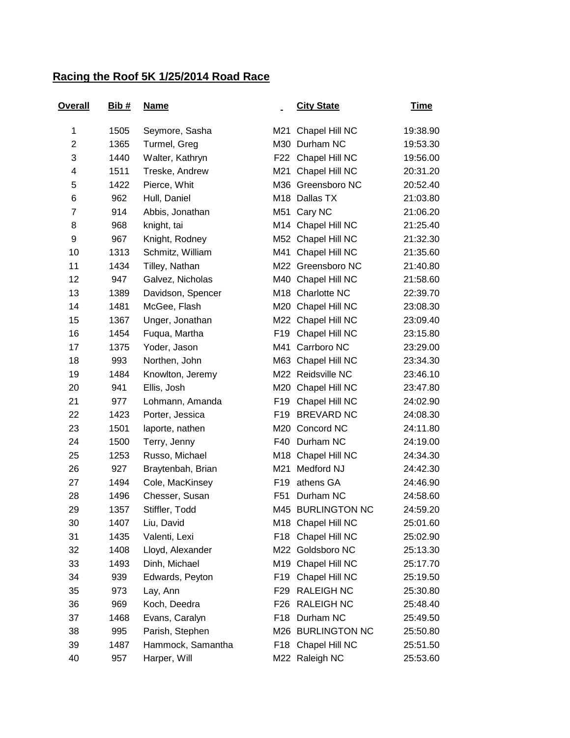## Racing the Roof 5K 1/25/2014 Road Race

| Overall | Bib # | Name | | City State | Time |
|---|---|---|---|---|---|
| 1 | 1505 | Seymore, Sasha | M21 | Chapel Hill NC | 19:38.90 |
| 2 | 1365 | Turmel, Greg | M30 | Durham NC | 19:53.30 |
| 3 | 1440 | Walter, Kathryn | F22 | Chapel Hill NC | 19:56.00 |
| 4 | 1511 | Treske, Andrew | M21 | Chapel Hill NC | 20:31.20 |
| 5 | 1422 | Pierce, Whit | M36 | Greensboro NC | 20:52.40 |
| 6 | 962 | Hull, Daniel | M18 | Dallas TX | 21:03.80 |
| 7 | 914 | Abbis, Jonathan | M51 | Cary NC | 21:06.20 |
| 8 | 968 | knight, tai | M14 | Chapel Hill NC | 21:25.40 |
| 9 | 967 | Knight, Rodney | M52 | Chapel Hill NC | 21:32.30 |
| 10 | 1313 | Schmitz, William | M41 | Chapel Hill NC | 21:35.60 |
| 11 | 1434 | Tilley, Nathan | M22 | Greensboro NC | 21:40.80 |
| 12 | 947 | Galvez, Nicholas | M40 | Chapel Hill NC | 21:58.60 |
| 13 | 1389 | Davidson, Spencer | M18 | Charlotte NC | 22:39.70 |
| 14 | 1481 | McGee, Flash | M20 | Chapel Hill NC | 23:08.30 |
| 15 | 1367 | Unger, Jonathan | M22 | Chapel Hill NC | 23:09.40 |
| 16 | 1454 | Fuqua, Martha | F19 | Chapel Hill NC | 23:15.80 |
| 17 | 1375 | Yoder, Jason | M41 | Carrboro NC | 23:29.00 |
| 18 | 993 | Northen, John | M63 | Chapel Hill NC | 23:34.30 |
| 19 | 1484 | Knowlton, Jeremy | M22 | Reidsville NC | 23:46.10 |
| 20 | 941 | Ellis, Josh | M20 | Chapel Hill NC | 23:47.80 |
| 21 | 977 | Lohmann, Amanda | F19 | Chapel Hill NC | 24:02.90 |
| 22 | 1423 | Porter, Jessica | F19 | BREVARD NC | 24:08.30 |
| 23 | 1501 | laporte, nathen | M20 | Concord NC | 24:11.80 |
| 24 | 1500 | Terry, Jenny | F40 | Durham NC | 24:19.00 |
| 25 | 1253 | Russo, Michael | M18 | Chapel Hill NC | 24:34.30 |
| 26 | 927 | Braytenbah, Brian | M21 | Medford NJ | 24:42.30 |
| 27 | 1494 | Cole, MacKinsey | F19 | athens GA | 24:46.90 |
| 28 | 1496 | Chesser, Susan | F51 | Durham NC | 24:58.60 |
| 29 | 1357 | Stiffler, Todd | M45 | BURLINGTON NC | 24:59.20 |
| 30 | 1407 | Liu, David | M18 | Chapel Hill NC | 25:01.60 |
| 31 | 1435 | Valenti, Lexi | F18 | Chapel Hill NC | 25:02.90 |
| 32 | 1408 | Lloyd, Alexander | M22 | Goldsboro NC | 25:13.30 |
| 33 | 1493 | Dinh, Michael | M19 | Chapel Hill NC | 25:17.70 |
| 34 | 939 | Edwards, Peyton | F19 | Chapel Hill NC | 25:19.50 |
| 35 | 973 | Lay, Ann | F29 | RALEIGH NC | 25:30.80 |
| 36 | 969 | Koch, Deedra | F26 | RALEIGH NC | 25:48.40 |
| 37 | 1468 | Evans, Caralyn | F18 | Durham NC | 25:49.50 |
| 38 | 995 | Parish, Stephen | M26 | BURLINGTON NC | 25:50.80 |
| 39 | 1487 | Hammock, Samantha | F18 | Chapel Hill NC | 25:51.50 |
| 40 | 957 | Harper, Will | M22 | Raleigh NC | 25:53.60 |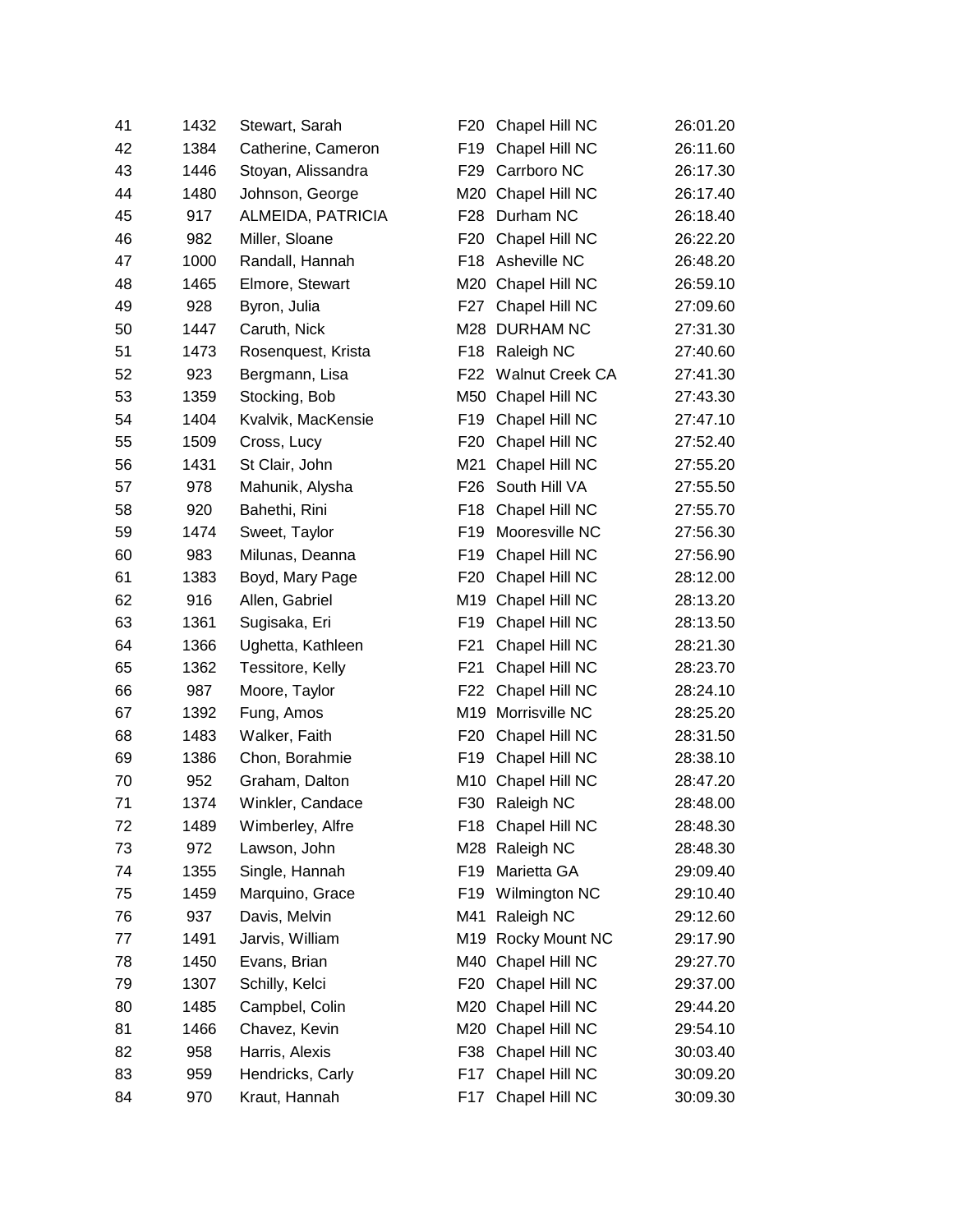| | | | | | |
|---|---|---|---|---|---|
| 41 | 1432 | Stewart, Sarah | F20 | Chapel Hill NC | 26:01.20 |
| 42 | 1384 | Catherine, Cameron | F19 | Chapel Hill NC | 26:11.60 |
| 43 | 1446 | Stoyan, Alissandra | F29 | Carrboro NC | 26:17.30 |
| 44 | 1480 | Johnson, George | M20 | Chapel Hill NC | 26:17.40 |
| 45 | 917 | ALMEIDA, PATRICIA | F28 | Durham NC | 26:18.40 |
| 46 | 982 | Miller, Sloane | F20 | Chapel Hill NC | 26:22.20 |
| 47 | 1000 | Randall, Hannah | F18 | Asheville NC | 26:48.20 |
| 48 | 1465 | Elmore, Stewart | M20 | Chapel Hill NC | 26:59.10 |
| 49 | 928 | Byron, Julia | F27 | Chapel Hill NC | 27:09.60 |
| 50 | 1447 | Caruth, Nick | M28 | DURHAM NC | 27:31.30 |
| 51 | 1473 | Rosenquest, Krista | F18 | Raleigh NC | 27:40.60 |
| 52 | 923 | Bergmann, Lisa | F22 | Walnut Creek CA | 27:41.30 |
| 53 | 1359 | Stocking, Bob | M50 | Chapel Hill NC | 27:43.30 |
| 54 | 1404 | Kvalvik, MacKensie | F19 | Chapel Hill NC | 27:47.10 |
| 55 | 1509 | Cross, Lucy | F20 | Chapel Hill NC | 27:52.40 |
| 56 | 1431 | St Clair, John | M21 | Chapel Hill NC | 27:55.20 |
| 57 | 978 | Mahunik, Alysha | F26 | South Hill VA | 27:55.50 |
| 58 | 920 | Bahethi, Rini | F18 | Chapel Hill NC | 27:55.70 |
| 59 | 1474 | Sweet, Taylor | F19 | Mooresville NC | 27:56.30 |
| 60 | 983 | Milunas, Deanna | F19 | Chapel Hill NC | 27:56.90 |
| 61 | 1383 | Boyd, Mary Page | F20 | Chapel Hill NC | 28:12.00 |
| 62 | 916 | Allen, Gabriel | M19 | Chapel Hill NC | 28:13.20 |
| 63 | 1361 | Sugisaka, Eri | F19 | Chapel Hill NC | 28:13.50 |
| 64 | 1366 | Ughetta, Kathleen | F21 | Chapel Hill NC | 28:21.30 |
| 65 | 1362 | Tessitore, Kelly | F21 | Chapel Hill NC | 28:23.70 |
| 66 | 987 | Moore, Taylor | F22 | Chapel Hill NC | 28:24.10 |
| 67 | 1392 | Fung, Amos | M19 | Morrisville NC | 28:25.20 |
| 68 | 1483 | Walker, Faith | F20 | Chapel Hill NC | 28:31.50 |
| 69 | 1386 | Chon, Borahmie | F19 | Chapel Hill NC | 28:38.10 |
| 70 | 952 | Graham, Dalton | M10 | Chapel Hill NC | 28:47.20 |
| 71 | 1374 | Winkler, Candace | F30 | Raleigh NC | 28:48.00 |
| 72 | 1489 | Wimberley, Alfre | F18 | Chapel Hill NC | 28:48.30 |
| 73 | 972 | Lawson, John | M28 | Raleigh NC | 28:48.30 |
| 74 | 1355 | Single, Hannah | F19 | Marietta GA | 29:09.40 |
| 75 | 1459 | Marquino, Grace | F19 | Wilmington NC | 29:10.40 |
| 76 | 937 | Davis, Melvin | M41 | Raleigh NC | 29:12.60 |
| 77 | 1491 | Jarvis, William | M19 | Rocky Mount NC | 29:17.90 |
| 78 | 1450 | Evans, Brian | M40 | Chapel Hill NC | 29:27.70 |
| 79 | 1307 | Schilly, Kelci | F20 | Chapel Hill NC | 29:37.00 |
| 80 | 1485 | Campbel, Colin | M20 | Chapel Hill NC | 29:44.20 |
| 81 | 1466 | Chavez, Kevin | M20 | Chapel Hill NC | 29:54.10 |
| 82 | 958 | Harris, Alexis | F38 | Chapel Hill NC | 30:03.40 |
| 83 | 959 | Hendricks, Carly | F17 | Chapel Hill NC | 30:09.20 |
| 84 | 970 | Kraut, Hannah | F17 | Chapel Hill NC | 30:09.30 |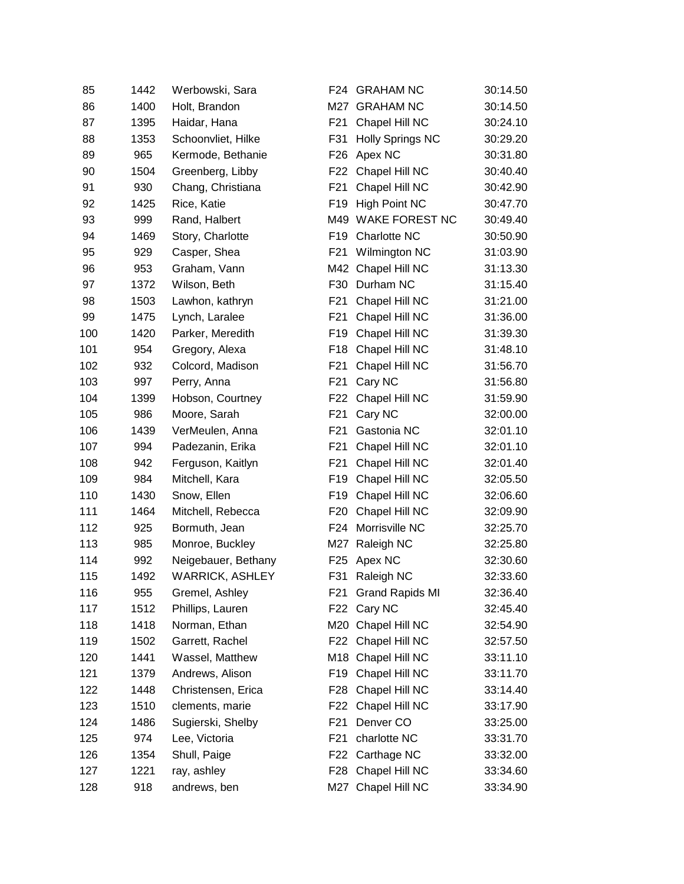| | | | | | |
|---|---|---|---|---|---|
| 85 | 1442 | Werbowski, Sara | F24 | GRAHAM NC | 30:14.50 |
| 86 | 1400 | Holt, Brandon | M27 | GRAHAM NC | 30:14.50 |
| 87 | 1395 | Haidar, Hana | F21 | Chapel Hill NC | 30:24.10 |
| 88 | 1353 | Schoonvliet, Hilke | F31 | Holly Springs NC | 30:29.20 |
| 89 | 965 | Kermode, Bethanie | F26 | Apex NC | 30:31.80 |
| 90 | 1504 | Greenberg, Libby | F22 | Chapel Hill NC | 30:40.40 |
| 91 | 930 | Chang, Christiana | F21 | Chapel Hill NC | 30:42.90 |
| 92 | 1425 | Rice, Katie | F19 | High Point NC | 30:47.70 |
| 93 | 999 | Rand, Halbert | M49 | WAKE FOREST NC | 30:49.40 |
| 94 | 1469 | Story, Charlotte | F19 | Charlotte NC | 30:50.90 |
| 95 | 929 | Casper, Shea | F21 | Wilmington NC | 31:03.90 |
| 96 | 953 | Graham, Vann | M42 | Chapel Hill NC | 31:13.30 |
| 97 | 1372 | Wilson, Beth | F30 | Durham NC | 31:15.40 |
| 98 | 1503 | Lawhon, kathryn | F21 | Chapel Hill NC | 31:21.00 |
| 99 | 1475 | Lynch, Laralee | F21 | Chapel Hill NC | 31:36.00 |
| 100 | 1420 | Parker, Meredith | F19 | Chapel Hill NC | 31:39.30 |
| 101 | 954 | Gregory, Alexa | F18 | Chapel Hill NC | 31:48.10 |
| 102 | 932 | Colcord, Madison | F21 | Chapel Hill NC | 31:56.70 |
| 103 | 997 | Perry, Anna | F21 | Cary NC | 31:56.80 |
| 104 | 1399 | Hobson, Courtney | F22 | Chapel Hill NC | 31:59.90 |
| 105 | 986 | Moore, Sarah | F21 | Cary NC | 32:00.00 |
| 106 | 1439 | VerMeulen, Anna | F21 | Gastonia NC | 32:01.10 |
| 107 | 994 | Padezanin, Erika | F21 | Chapel Hill NC | 32:01.10 |
| 108 | 942 | Ferguson, Kaitlyn | F21 | Chapel Hill NC | 32:01.40 |
| 109 | 984 | Mitchell, Kara | F19 | Chapel Hill NC | 32:05.50 |
| 110 | 1430 | Snow, Ellen | F19 | Chapel Hill NC | 32:06.60 |
| 111 | 1464 | Mitchell, Rebecca | F20 | Chapel Hill NC | 32:09.90 |
| 112 | 925 | Bormuth, Jean | F24 | Morrisville NC | 32:25.70 |
| 113 | 985 | Monroe, Buckley | M27 | Raleigh NC | 32:25.80 |
| 114 | 992 | Neigebauer, Bethany | F25 | Apex NC | 32:30.60 |
| 115 | 1492 | WARRICK, ASHLEY | F31 | Raleigh NC | 32:33.60 |
| 116 | 955 | Gremel, Ashley | F21 | Grand Rapids MI | 32:36.40 |
| 117 | 1512 | Phillips, Lauren | F22 | Cary NC | 32:45.40 |
| 118 | 1418 | Norman, Ethan | M20 | Chapel Hill NC | 32:54.90 |
| 119 | 1502 | Garrett, Rachel | F22 | Chapel Hill NC | 32:57.50 |
| 120 | 1441 | Wassel, Matthew | M18 | Chapel Hill NC | 33:11.10 |
| 121 | 1379 | Andrews, Alison | F19 | Chapel Hill NC | 33:11.70 |
| 122 | 1448 | Christensen, Erica | F28 | Chapel Hill NC | 33:14.40 |
| 123 | 1510 | clements, marie | F22 | Chapel Hill NC | 33:17.90 |
| 124 | 1486 | Sugierski, Shelby | F21 | Denver CO | 33:25.00 |
| 125 | 974 | Lee, Victoria | F21 | charlotte NC | 33:31.70 |
| 126 | 1354 | Shull, Paige | F22 | Carthage NC | 33:32.00 |
| 127 | 1221 | ray, ashley | F28 | Chapel Hill NC | 33:34.60 |
| 128 | 918 | andrews, ben | M27 | Chapel Hill NC | 33:34.90 |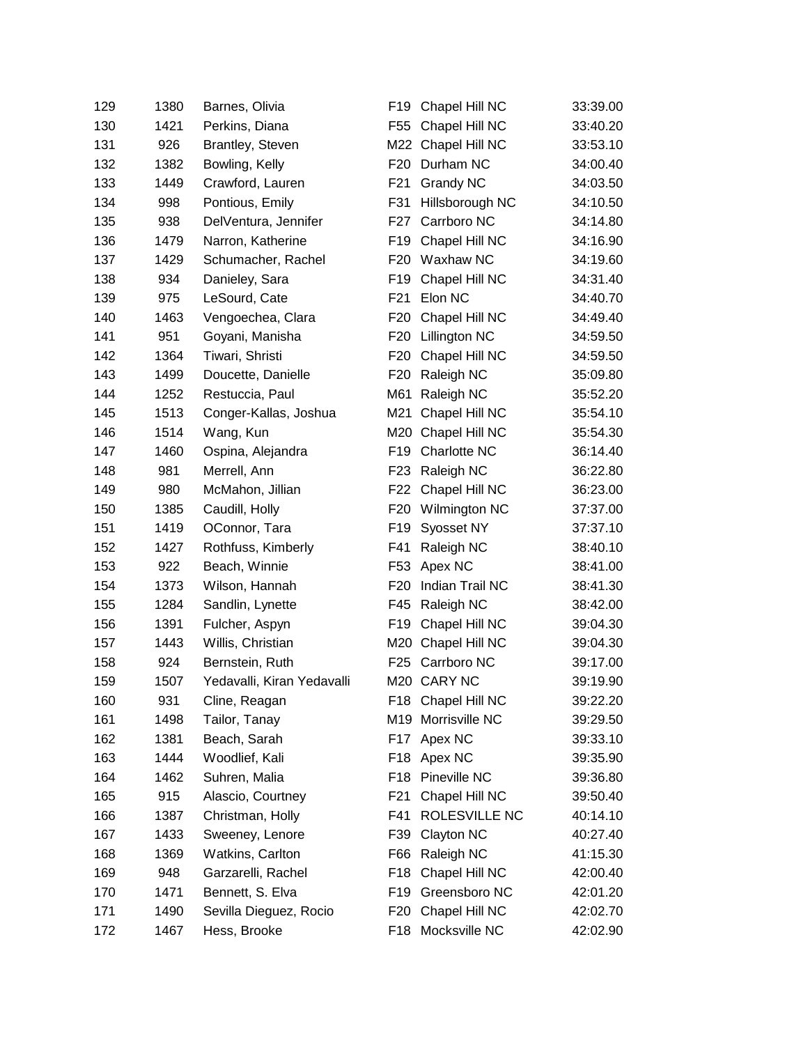| | | | | | |
|---|---|---|---|---|---|
| 129 | 1380 | Barnes, Olivia | F19 | Chapel Hill NC | 33:39.00 |
| 130 | 1421 | Perkins, Diana | F55 | Chapel Hill NC | 33:40.20 |
| 131 | 926 | Brantley, Steven | M22 | Chapel Hill NC | 33:53.10 |
| 132 | 1382 | Bowling, Kelly | F20 | Durham NC | 34:00.40 |
| 133 | 1449 | Crawford, Lauren | F21 | Grandy NC | 34:03.50 |
| 134 | 998 | Pontious, Emily | F31 | Hillsborough NC | 34:10.50 |
| 135 | 938 | DelVentura, Jennifer | F27 | Carrboro NC | 34:14.80 |
| 136 | 1479 | Narron, Katherine | F19 | Chapel Hill NC | 34:16.90 |
| 137 | 1429 | Schumacher, Rachel | F20 | Waxhaw NC | 34:19.60 |
| 138 | 934 | Danieley, Sara | F19 | Chapel Hill NC | 34:31.40 |
| 139 | 975 | LeSourd, Cate | F21 | Elon NC | 34:40.70 |
| 140 | 1463 | Vengoechea, Clara | F20 | Chapel Hill NC | 34:49.40 |
| 141 | 951 | Goyani, Manisha | F20 | Lillington NC | 34:59.50 |
| 142 | 1364 | Tiwari, Shristi | F20 | Chapel Hill NC | 34:59.50 |
| 143 | 1499 | Doucette, Danielle | F20 | Raleigh NC | 35:09.80 |
| 144 | 1252 | Restuccia, Paul | M61 | Raleigh NC | 35:52.20 |
| 145 | 1513 | Conger-Kallas, Joshua | M21 | Chapel Hill NC | 35:54.10 |
| 146 | 1514 | Wang, Kun | M20 | Chapel Hill NC | 35:54.30 |
| 147 | 1460 | Ospina, Alejandra | F19 | Charlotte NC | 36:14.40 |
| 148 | 981 | Merrell, Ann | F23 | Raleigh NC | 36:22.80 |
| 149 | 980 | McMahon, Jillian | F22 | Chapel Hill NC | 36:23.00 |
| 150 | 1385 | Caudill, Holly | F20 | Wilmington NC | 37:37.00 |
| 151 | 1419 | OConnor, Tara | F19 | Syosset NY | 37:37.10 |
| 152 | 1427 | Rothfuss, Kimberly | F41 | Raleigh NC | 38:40.10 |
| 153 | 922 | Beach, Winnie | F53 | Apex NC | 38:41.00 |
| 154 | 1373 | Wilson, Hannah | F20 | Indian Trail NC | 38:41.30 |
| 155 | 1284 | Sandlin, Lynette | F45 | Raleigh NC | 38:42.00 |
| 156 | 1391 | Fulcher, Aspyn | F19 | Chapel Hill NC | 39:04.30 |
| 157 | 1443 | Willis, Christian | M20 | Chapel Hill NC | 39:04.30 |
| 158 | 924 | Bernstein, Ruth | F25 | Carrboro NC | 39:17.00 |
| 159 | 1507 | Yedavalli, Kiran Yedavalli | M20 | CARY NC | 39:19.90 |
| 160 | 931 | Cline, Reagan | F18 | Chapel Hill NC | 39:22.20 |
| 161 | 1498 | Tailor, Tanay | M19 | Morrisville NC | 39:29.50 |
| 162 | 1381 | Beach, Sarah | F17 | Apex NC | 39:33.10 |
| 163 | 1444 | Woodlief, Kali | F18 | Apex NC | 39:35.90 |
| 164 | 1462 | Suhren, Malia | F18 | Pineville NC | 39:36.80 |
| 165 | 915 | Alascio, Courtney | F21 | Chapel Hill NC | 39:50.40 |
| 166 | 1387 | Christman, Holly | F41 | ROLESVILLE NC | 40:14.10 |
| 167 | 1433 | Sweeney, Lenore | F39 | Clayton NC | 40:27.40 |
| 168 | 1369 | Watkins, Carlton | F66 | Raleigh NC | 41:15.30 |
| 169 | 948 | Garzarelli, Rachel | F18 | Chapel Hill NC | 42:00.40 |
| 170 | 1471 | Bennett, S. Elva | F19 | Greensboro NC | 42:01.20 |
| 171 | 1490 | Sevilla Dieguez, Rocio | F20 | Chapel Hill NC | 42:02.70 |
| 172 | 1467 | Hess, Brooke | F18 | Mocksville NC | 42:02.90 |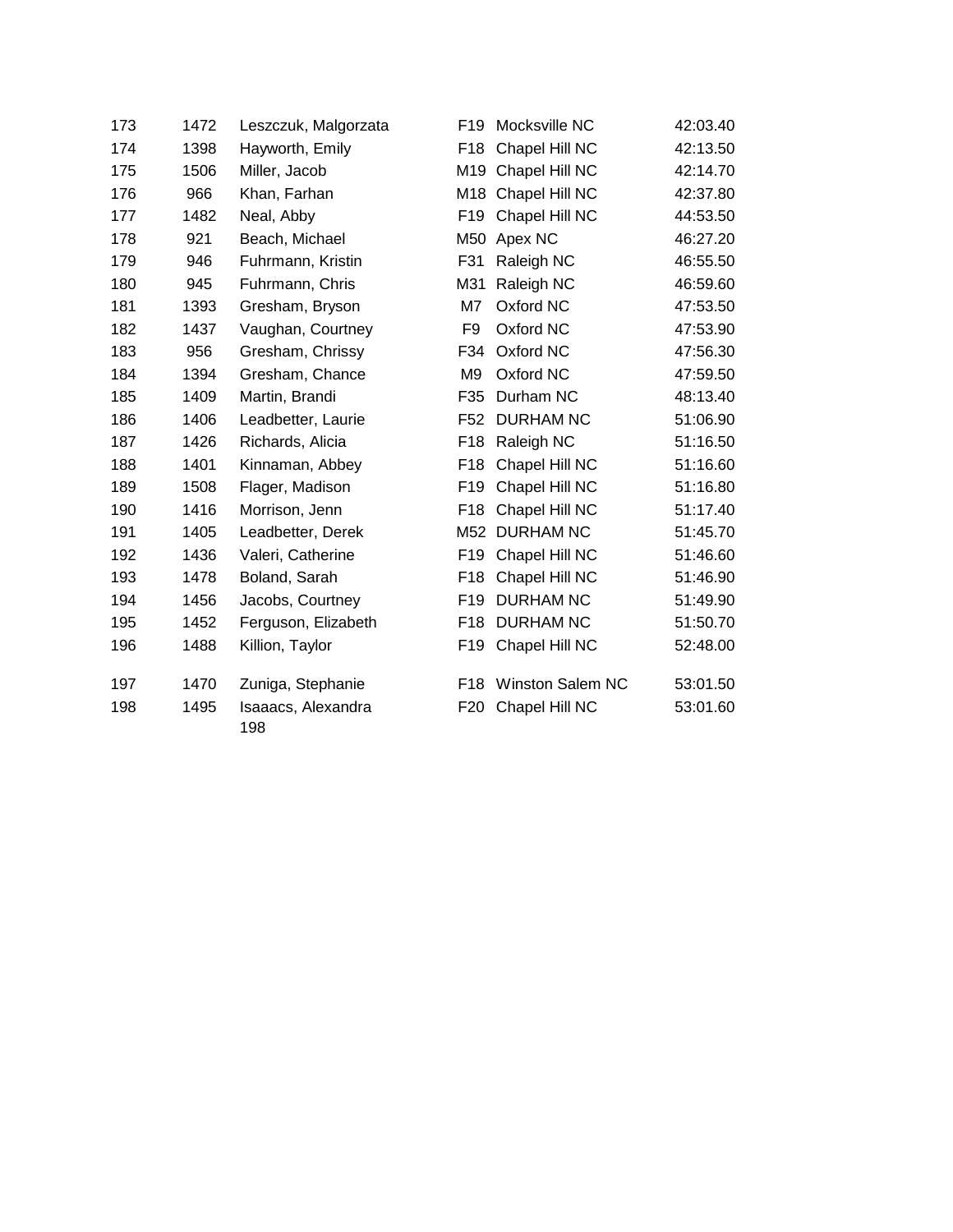| | | | | | |
|---|---|---|---|---|---|
| 173 | 1472 | Leszczuk, Malgorzata | F19 | Mocksville NC | 42:03.40 |
| 174 | 1398 | Hayworth, Emily | F18 | Chapel Hill NC | 42:13.50 |
| 175 | 1506 | Miller, Jacob | M19 | Chapel Hill NC | 42:14.70 |
| 176 | 966 | Khan, Farhan | M18 | Chapel Hill NC | 42:37.80 |
| 177 | 1482 | Neal, Abby | F19 | Chapel Hill NC | 44:53.50 |
| 178 | 921 | Beach, Michael | M50 | Apex NC | 46:27.20 |
| 179 | 946 | Fuhrmann, Kristin | F31 | Raleigh NC | 46:55.50 |
| 180 | 945 | Fuhrmann, Chris | M31 | Raleigh NC | 46:59.60 |
| 181 | 1393 | Gresham, Bryson | M7 | Oxford NC | 47:53.50 |
| 182 | 1437 | Vaughan, Courtney | F9 | Oxford NC | 47:53.90 |
| 183 | 956 | Gresham, Chrissy | F34 | Oxford NC | 47:56.30 |
| 184 | 1394 | Gresham, Chance | M9 | Oxford NC | 47:59.50 |
| 185 | 1409 | Martin, Brandi | F35 | Durham NC | 48:13.40 |
| 186 | 1406 | Leadbetter, Laurie | F52 | DURHAM NC | 51:06.90 |
| 187 | 1426 | Richards, Alicia | F18 | Raleigh NC | 51:16.50 |
| 188 | 1401 | Kinnaman, Abbey | F18 | Chapel Hill NC | 51:16.60 |
| 189 | 1508 | Flager, Madison | F19 | Chapel Hill NC | 51:16.80 |
| 190 | 1416 | Morrison, Jenn | F18 | Chapel Hill NC | 51:17.40 |
| 191 | 1405 | Leadbetter, Derek | M52 | DURHAM NC | 51:45.70 |
| 192 | 1436 | Valeri, Catherine | F19 | Chapel Hill NC | 51:46.60 |
| 193 | 1478 | Boland, Sarah | F18 | Chapel Hill NC | 51:46.90 |
| 194 | 1456 | Jacobs, Courtney | F19 | DURHAM NC | 51:49.90 |
| 195 | 1452 | Ferguson, Elizabeth | F18 | DURHAM NC | 51:50.70 |
| 196 | 1488 | Killion, Taylor | F19 | Chapel Hill NC | 52:48.00 |
| 197 | 1470 | Zuniga, Stephanie | F18 | Winston Salem NC | 53:01.50 |
| 198 | 1495 | Isaaacs, Alexandra | F20 | Chapel Hill NC | 53:01.60 |

198